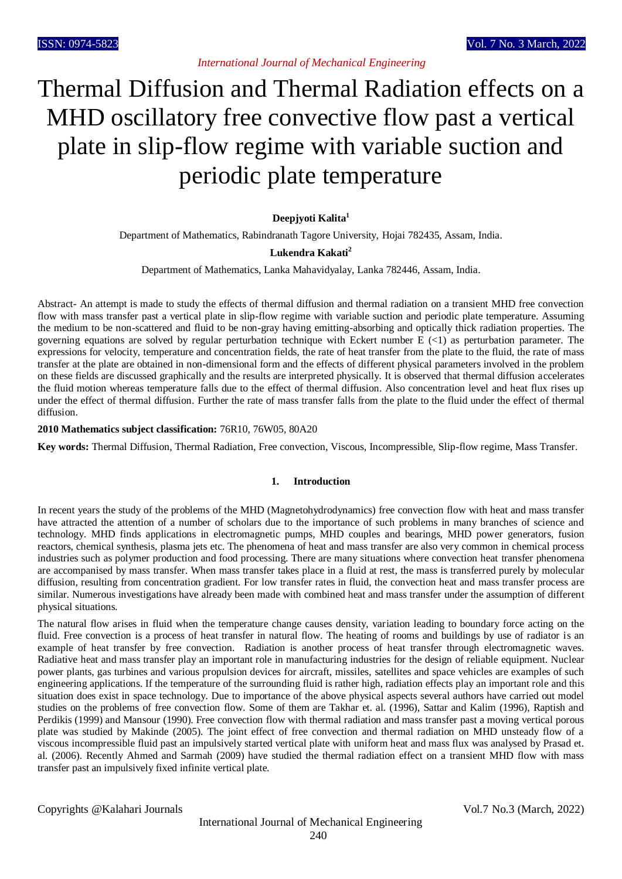# Thermal Diffusion and Thermal Radiation effects on a MHD oscillatory free convective flow past a vertical plate in slip-flow regime with variable suction and periodic plate temperature

**Deepjyoti Kalita[1]**

Department of Mathematics, Rabindranath Tagore University, Hojai 782435, Assam, India.

**Lukendra Kakati[2]**

Department of Mathematics, Lanka Mahavidyalay, Lanka 782446, Assam, India.

Abstract- An attempt is made to study the effects of thermal diffusion and thermal radiation on a transient MHD free convection flow with mass transfer past a vertical plate in slip-flow regime with variable suction and periodic plate temperature. Assuming the medium to be non-scattered and fluid to be non-gray having emitting-absorbing and optically thick radiation properties. The governing equations are solved by regular perturbation technique with Eckert number E (<1) as perturbation parameter. The expressions for velocity, temperature and concentration fields, the rate of heat transfer from the plate to the fluid, the rate of mass transfer at the plate are obtained in non-dimensional form and the effects of different physical parameters involved in the problem on these fields are discussed graphically and the results are interpreted physically. It is observed that thermal diffusion accelerates the fluid motion whereas temperature falls due to the effect of thermal diffusion. Also concentration level and heat flux rises up under the effect of thermal diffusion. Further the rate of mass transfer falls from the plate to the fluid under the effect of thermal diffusion.

**2010 Mathematics subject classification:** 76R10, 76W05, 80A20

**Key words:** Thermal Diffusion, Thermal Radiation, Free convection, Viscous, Incompressible, Slip-flow regime, Mass Transfer.

## 1. Introduction

In recent years the study of the problems of the MHD (Magnetohydrodynamics) free convection flow with heat and mass transfer have attracted the attention of a number of scholars due to the importance of such problems in many branches of science and technology. MHD finds applications in electromagnetic pumps, MHD couples and bearings, MHD power generators, fusion reactors, chemical synthesis, plasma jets etc. The phenomena of heat and mass transfer are also very common in chemical process industries such as polymer production and food processing. There are many situations where convection heat transfer phenomena are accompanised by mass transfer. When mass transfer takes place in a fluid at rest, the mass is transferred purely by molecular diffusion, resulting from concentration gradient. For low transfer rates in fluid, the convection heat and mass transfer process are similar. Numerous investigations have already been made with combined heat and mass transfer under the assumption of different physical situations.

The natural flow arises in fluid when the temperature change causes density, variation leading to boundary force acting on the fluid. Free convection is a process of heat transfer in natural flow. The heating of rooms and buildings by use of radiator is an example of heat transfer by free convection. Radiation is another process of heat transfer through electromagnetic waves. Radiative heat and mass transfer play an important role in manufacturing industries for the design of reliable equipment. Nuclear power plants, gas turbines and various propulsion devices for aircraft, missiles, satellites and space vehicles are examples of such engineering applications. If the temperature of the surrounding fluid is rather high, radiation effects play an important role and this situation does exist in space technology. Due to importance of the above physical aspects several authors have carried out model studies on the problems of free convection flow. Some of them are Takhar et. al. (1996), Sattar and Kalim (1996), Raptish and Perdikis (1999) and Mansour (1990). Free convection flow with thermal radiation and mass transfer past a moving vertical porous plate was studied by Makinde (2005). The joint effect of free convection and thermal radiation on MHD unsteady flow of a viscous incompressible fluid past an impulsively started vertical plate with uniform heat and mass flux was analysed by Prasad et. al. (2006). Recently Ahmed and Sarmah (2009) have studied the thermal radiation effect on a transient MHD flow with mass transfer past an impulsively fixed infinite vertical plate.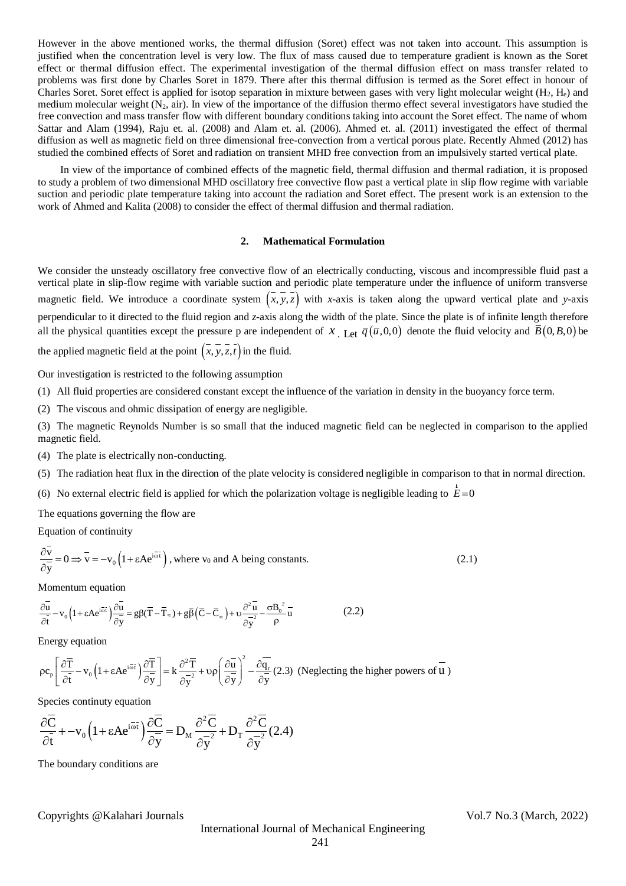However in the above mentioned works, the thermal diffusion (Soret) effect was not taken into account. This assumption is justified when the concentration level is very low. The flux of mass caused due to temperature gradient is known as the Soret effect or thermal diffusion effect. The experimental investigation of the thermal diffusion effect on mass transfer related to problems was first done by Charles Soret in 1879. There after this thermal diffusion is termed as the Soret effect in honour of Charles Soret. Soret effect is applied for isotop separation in mixture between gases with very light molecular weight ($H_2$, $H_e$) and medium molecular weight ($N_2$, air). In view of the importance of the diffusion thermo effect several investigators have studied the free convection and mass transfer flow with different boundary conditions taking into account the Soret effect. The name of whom Sattar and Alam (1994), Raju et. al. (2008) and Alam et. al. (2006). Ahmed et. al. (2011) investigated the effect of thermal diffusion as well as magnetic field on three dimensional free-convection from a vertical porous plate. Recently Ahmed (2012) has studied the combined effects of Soret and radiation on transient MHD free convection from an impulsively started vertical plate.

In view of the importance of combined effects of the magnetic field, thermal diffusion and thermal radiation, it is proposed to study a problem of two dimensional MHD oscillatory free convective flow past a vertical plate in slip flow regime with variable suction and periodic plate temperature taking into account the radiation and Soret effect. The present work is an extension to the work of Ahmed and Kalita (2008) to consider the effect of thermal diffusion and thermal radiation.

## 2. Mathematical Formulation

We consider the unsteady oscillatory free convective flow of an electrically conducting, viscous and incompressible fluid past a vertical plate in slip-flow regime with variable suction and periodic plate temperature under the influence of uniform transverse magnetic field. We introduce a coordinate system $\left(\bar{x},\bar{y},\bar{z}\right)$ with *x*-axis is taken along the upward vertical plate and *y*-axis perpendicular to it directed to the fluid region and *z*-axis along the width of the plate. Since the plate is of infinite length therefore all the physical quantities except the pressure p are independent of $x$. Let $\bar{q}\left(\bar{u},0,0\right)$ denote the fluid velocity and $\bar{B}\left(0,B,0\right)$ be the applied magnetic field at the point $\left(\bar{x},\bar{y},\bar{z},\bar{t}\right)$ in the fluid.

Our investigation is restricted to the following assumption

(1) All fluid properties are considered constant except the influence of the variation in density in the buoyancy force term.

(2) The viscous and ohmic dissipation of energy are negligible.

(3) The magnetic Reynolds Number is so small that the induced magnetic field can be neglected in comparison to the applied magnetic field.

(4) The plate is electrically non-conducting.

(5) The radiation heat flux in the direction of the plate velocity is considered negligible in comparison to that in normal direction.

(6) No external electric field is applied for which the polarization voltage is negligible leading to $\vec{E}=0$

The equations governing the flow are

Equation of continuity

$$\frac{\partial \bar{v}}{\partial \bar{y}}=0 \Rightarrow \bar{v}=-v_0\left(1+\varepsilon A e^{i\bar{\omega}\bar{t}}\right), \text{ where } v_0 \text{ and A being constants.} \tag{2.1}$$

Momentum equation

$$\frac{\partial \bar{u}}{\partial \bar{t}}-v_0\left(1+\varepsilon A e^{i\bar{\omega}\bar{t}}\right)\frac{\partial \bar{u}}{\partial \bar{y}}=g\beta(\bar{T}-\bar{T}_\infty)+g\bar{\beta}\left(\bar{C}-\bar{C}_\infty\right)+\upsilon\frac{\partial^2 \bar{u}}{\partial \bar{y}^2}-\frac{\sigma B_0^{\,2}}{\rho}\bar{u} \tag{2.2}$$

Energy equation

$$\rho c_p\left[\frac{\partial \bar{T}}{\partial \bar{t}}-v_0\left(1+\varepsilon A e^{i\bar{\omega}\bar{t}}\right)\frac{\partial \bar{T}}{\partial \bar{y}}\right]=k\frac{\partial^2 \bar{T}}{\partial \bar{y}^2}+\upsilon\rho\left(\frac{\partial \bar{u}}{\partial \bar{y}}\right)^2-\frac{\partial \bar{q}_r}{\partial \bar{y}} \tag{2.3}$$

(Neglecting the higher powers of $\bar{u}$ )

Species continuty equation

$$\frac{\partial \bar{C}}{\partial \bar{t}}+-v_0\left(1+\varepsilon A e^{i\bar{\omega}\bar{t}}\right)\frac{\partial \bar{C}}{\partial \bar{y}}=D_M\frac{\partial^2 \bar{C}}{\partial \bar{y}^2}+D_T\frac{\partial^2 \bar{C}}{\partial \bar{y}^2} \tag{2.4}$$

The boundary conditions are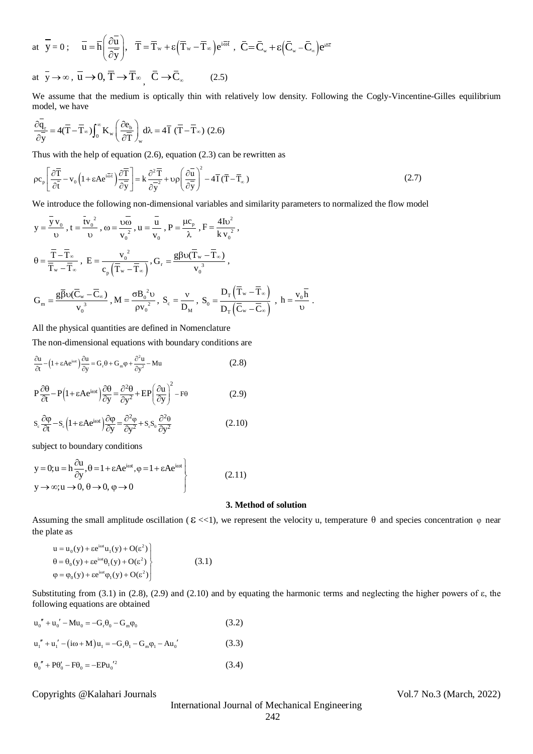$$\text{at } \bar{y}=0; \quad \bar{u}=\bar{h}\left(\frac{\partial \bar{u}}{\partial \bar{y}}\right), \quad \bar{T}=\bar{T}_w+\varepsilon\left(\bar{T}_w-\bar{T}_\infty\right)e^{i\bar{\omega}\bar{t}}, \; \bar{C}=\bar{C}_w+\varepsilon\left(\bar{C}_w-\bar{C}_\infty\right)e^{i\bar{\omega}\bar{t}}$$

$$\text{at } \bar{y}\to\infty, \; \bar{u}\to 0, \bar{T}\to\bar{T}_\infty, \; \bar{C}\to\bar{C}_\infty \qquad (2.5)$$

We assume that the medium is optically thin with relatively low density. Following the Cogly-Vincentine-Gilles equilibrium model, we have

$$\frac{\partial \bar{q}_r}{\partial \bar{y}}=4(\bar{T}-\bar{T}_\infty)\int_0^\infty K_w\left(\frac{\partial e_b}{\partial \bar{T}}\right)_w d\lambda=4\bar{I}\;(\bar{T}-\bar{T}_\infty) \; (2.6)$$

Thus with the help of equation (2.6), equation (2.3) can be rewritten as

$$\rho c_p\left[\frac{\partial \bar{T}}{\partial \bar{t}}-v_0\left(1+\varepsilon A e^{i\bar{\omega}\bar{t}}\right)\frac{\partial \bar{T}}{\partial \bar{y}}\right]=k\frac{\partial^2 \bar{T}}{\partial \bar{y}^2}+\upsilon\rho\left(\frac{\partial \bar{u}}{\partial \bar{y}}\right)^2-4\bar{I}(\bar{T}-\bar{T}_\infty) \qquad (2.7)$$

We introduce the following non-dimensional variables and similarity parameters to normalized the flow model

$$y=\frac{\bar{y}v_0}{\upsilon}, \; t=\frac{\bar{t}v_0^{\,2}}{\upsilon}, \; \omega=\frac{\upsilon\bar{\omega}}{v_0^{\,2}}, \; u=\frac{\bar{u}}{v_0}, \; P=\frac{\mu c_p}{\lambda}, \; F=\frac{4I\upsilon^2}{k\,v_0^{\,2}},$$

$$\theta=\frac{\bar{T}-\bar{T}_\infty}{\bar{T}_w-\bar{T}_\infty}, \; E=\frac{v_0^{\,2}}{c_p\left(\bar{T}_w-\bar{T}_\infty\right)}, \; G_r=\frac{g\beta\upsilon(\bar{T}_w-\bar{T}_\infty)}{v_0^{\,3}},$$

$$G_m=\frac{g\bar{\beta}\upsilon(\bar{C}_w-\bar{C}_\infty)}{v_0^{\,3}}, \; M=\frac{\sigma B_0^{\,2}\upsilon}{\rho v_0^{\,2}}, \; S_c=\frac{\nu}{D_M}, \; S_0=\frac{D_T\left(\bar{T}_w-\bar{T}_\infty\right)}{D_T\left(\bar{C}_w-\bar{C}_\infty\right)}, \; h=\frac{v_0\bar{h}}{\upsilon}.$$

All the physical quantities are defined in Nomenclature

The non-dimensional equations with boundary conditions are

$$\frac{\partial u}{\partial t}-\left(1+\varepsilon A e^{i\omega t}\right)\frac{\partial u}{\partial y}=G_r\theta+G_m\varphi+\frac{\partial^2 u}{\partial y^2}-Mu \qquad (2.8)$$

$$P\frac{\partial \theta}{\partial t}-P\left(1+\varepsilon A e^{i\omega t}\right)\frac{\partial \theta}{\partial y}=\frac{\partial^2 \theta}{\partial y^2}+EP\left(\frac{\partial u}{\partial y}\right)^2-F\theta \qquad (2.9)$$

$$S_c\frac{\partial \varphi}{\partial t}-S_c\left(1+\varepsilon A e^{i\omega t}\right)\frac{\partial \varphi}{\partial y}=\frac{\partial^2 \varphi}{\partial y^2}+S_cS_0\frac{\partial^2 \theta}{\partial y^2} \qquad (2.10)$$

subject to boundary conditions

$$\left.\begin{array}{l} y=0; u=h\dfrac{\partial u}{\partial y}, \theta=1+\varepsilon A e^{i\omega t}, \varphi=1+\varepsilon A e^{i\omega t} \\ y\to\infty; u\to 0, \theta\to 0, \varphi\to 0 \end{array}\right\} \qquad (2.11)$$

### 3. Method of solution

Assuming the small amplitude oscillation ($\varepsilon \ll 1$), we represent the velocity u, temperature $\theta$ and species concentration $\varphi$ near the plate as

$$\left.\begin{array}{l} u=u_0(y)+\varepsilon e^{i\omega t}u_1(y)+O(\varepsilon^2) \\ \theta=\theta_0(y)+\varepsilon e^{i\omega t}\theta_1(y)+O(\varepsilon^2) \\ \varphi=\varphi_0(y)+\varepsilon e^{i\omega t}\varphi_1(y)+O(\varepsilon^2) \end{array}\right\} \qquad (3.1)$$

Substituting from (3.1) in (2.8), (2.9) and (2.10) and by equating the harmonic terms and neglecting the higher powers of $\varepsilon$, the following equations are obtained

$$u_0''+u_0'-Mu_0=-G_r\theta_0-G_m\varphi_0 \qquad (3.2)$$

$$u_1''+u_1'-\left(i\omega+M\right)u_1=-G_r\theta_1-G_m\varphi_1-Au_0' \qquad (3.3)$$

$$\theta_0''+P\theta_0'-F\theta_0=-EPu_0'^{2} \qquad (3.4)$$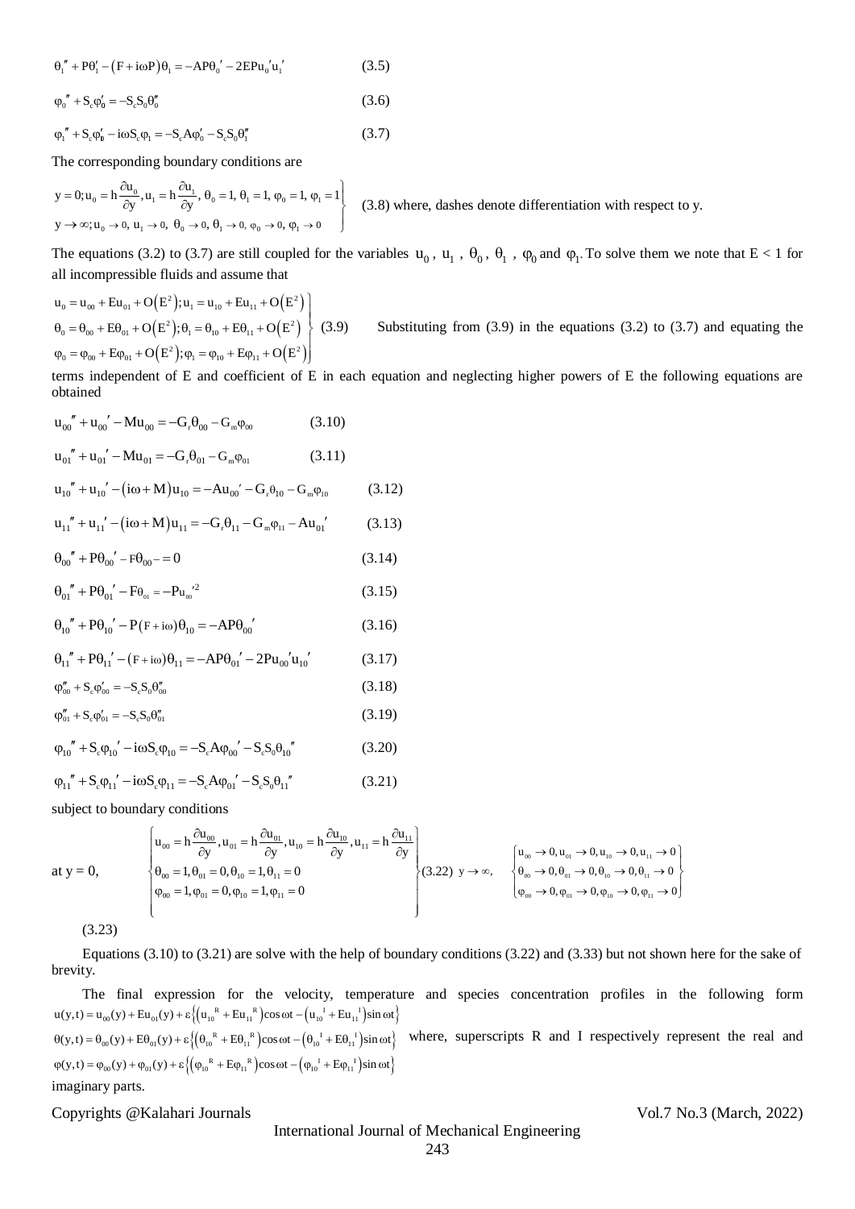$$\theta_1'' + P\theta_1' - (F + i\omega P)\theta_1 = -AP\theta_0' - 2EPu_0'u_1' \quad (3.5)$$

$$\varphi_0'' + S_c\varphi_0' = -S_cS_0\theta_0'' \quad (3.6)$$

$$\varphi_1'' + S_c\varphi_1' - i\omega S_c\varphi_1 = -S_cA\varphi_0' - S_cS_0\theta_1'' \quad (3.7)$$

The corresponding boundary conditions are

$$\left.\begin{array}{l} y = 0; u_0 = h\dfrac{\partial u_0}{\partial y}, u_1 = h\dfrac{\partial u_1}{\partial y}, \theta_0 = 1, \theta_1 = 1, \varphi_0 = 1, \varphi_1 = 1 \\ y \to \infty; u_0 \to 0, u_1 \to 0, \theta_0 \to 0, \theta_1 \to 0, \varphi_0 \to 0, \varphi_1 \to 0 \end{array}\right\} \quad (3.8)$$

where, dashes denote differentiation with respect to y.

The equations (3.2) to (3.7) are still coupled for the variables $u_0$, $u_1$, $\theta_0$, $\theta_1$, $\varphi_0$ and $\varphi_1$. To solve them we note that E < 1 for all incompressible fluids and assume that

$$\left.\begin{array}{l} u_0 = u_{00} + Eu_{01} + O(E^2); u_1 = u_{10} + Eu_{11} + O(E^2) \\ \theta_0 = \theta_{00} + E\theta_{01} + O(E^2); \theta_1 = \theta_{10} + E\theta_{11} + O(E^2) \\ \varphi_0 = \varphi_{00} + E\varphi_{01} + O(E^2); \varphi_1 = \varphi_{10} + E\varphi_{11} + O(E^2) \end{array}\right\} \quad (3.9)$$

Substituting from (3.9) in the equations (3.2) to (3.7) and equating the terms independent of E and coefficient of E in each equation and neglecting higher powers of E the following equations are obtained

$$u_{00}'' + u_{00}' - Mu_{00} = -G_r\theta_{00} - G_m\varphi_{00} \quad (3.10)$$

$$u_{01}'' + u_{01}' - Mu_{01} = -G_r\theta_{01} - G_m\varphi_{01} \quad (3.11)$$

$$u_{10}'' + u_{10}' - (i\omega + M)u_{10} = -Au_{00}' - G_r\theta_{10} - G_m\varphi_{10} \quad (3.12)$$

$$u_{11}'' + u_{11}' - (i\omega + M)u_{11} = -G_r\theta_{11} - G_m\varphi_{11} - Au_{01}' \quad (3.13)$$

$$\theta_{00}'' + P\theta_{00}' - F\theta_{00} = 0 \quad (3.14)$$

$$\theta_{01}'' + P\theta_{01}' - F\theta_{01} = -Pu_{00}'^2 \quad (3.15)$$

$$\theta_{10}'' + P\theta_{10}' - P(F + i\omega)\theta_{10} = -AP\theta_{00}' \quad (3.16)$$

$$\theta_{11}'' + P\theta_{11}' - (F + i\omega)\theta_{11} = -AP\theta_{01}' - 2Pu_{00}'u_{10}' \quad (3.17)$$

$$\varphi_{00}'' + S_c\varphi_{00}' = -S_cS_0\theta_{00}'' \quad (3.18)$$

$$\varphi_{01}'' + S_c\varphi_{01}' = -S_cS_0\theta_{01}'' \quad (3.19)$$

$$\varphi_{10}'' + S_c\varphi_{10}' - i\omega S_c\varphi_{10} = -S_cA\varphi_{00}' - S_cS_0\theta_{10}'' \quad (3.20)$$

$$\varphi_{11}'' + S_c\varphi_{11}' - i\omega S_c\varphi_{11} = -S_cA\varphi_{01}' - S_cS_0\theta_{11}'' \quad (3.21)$$

subject to boundary conditions

at y = 0,

$$\left\{\begin{array}{l} u_{00} = h\dfrac{\partial u_{00}}{\partial y}, u_{01} = h\dfrac{\partial u_{01}}{\partial y}, u_{10} = h\dfrac{\partial u_{10}}{\partial y}, u_{11} = h\dfrac{\partial u_{11}}{\partial y} \\ \theta_{00} = 1, \theta_{01} = 0, \theta_{10} = 1, \theta_{11} = 0 \\ \varphi_{00} = 1, \varphi_{01} = 0, \varphi_{10} = 1, \varphi_{11} = 0 \end{array}\right\} \quad (3.22)$$

$$y \to \infty, \quad \left\{\begin{array}{l} u_{00} \to 0, u_{01} \to 0, u_{10} \to 0, u_{11} \to 0 \\ \theta_{00} \to 0, \theta_{01} \to 0, \theta_{10} \to 0, \theta_{11} \to 0 \\ \varphi_{00} \to 0, \varphi_{01} \to 0, \varphi_{10} \to 0, \varphi_{11} \to 0 \end{array}\right\}$$

(3.23)

Equations (3.10) to (3.21) are solve with the help of boundary conditions (3.22) and (3.33) but not shown here for the sake of brevity.

The final expression for the velocity, temperature and species concentration profiles in the following form

$$u(y,t) = u_{00}(y) + Eu_{01}(y) + \varepsilon\left\{\left(u_{10}^{\ R} + Eu_{11}^{\ R}\right)\cos\omega t - \left(u_{10}^{\ I} + Eu_{11}^{\ I}\right)\sin\omega t\right\}$$

$$\theta(y,t) = \theta_{00}(y) + E\theta_{01}(y) + \varepsilon\left\{\left(\theta_{10}^{\ R} + E\theta_{11}^{\ R}\right)\cos\omega t - \left(\theta_{10}^{\ I} + E\theta_{11}^{\ I}\right)\sin\omega t\right\}$$

$$\varphi(y,t) = \varphi_{00}(y) + \varphi_{01}(y) + \varepsilon\left\{\left(\varphi_{10}^{\ R} + E\varphi_{11}^{\ R}\right)\cos\omega t - \left(\varphi_{10}^{\ I} + E\varphi_{11}^{\ I}\right)\sin\omega t\right\}$$

where, superscripts R and I respectively represent the real and imaginary parts.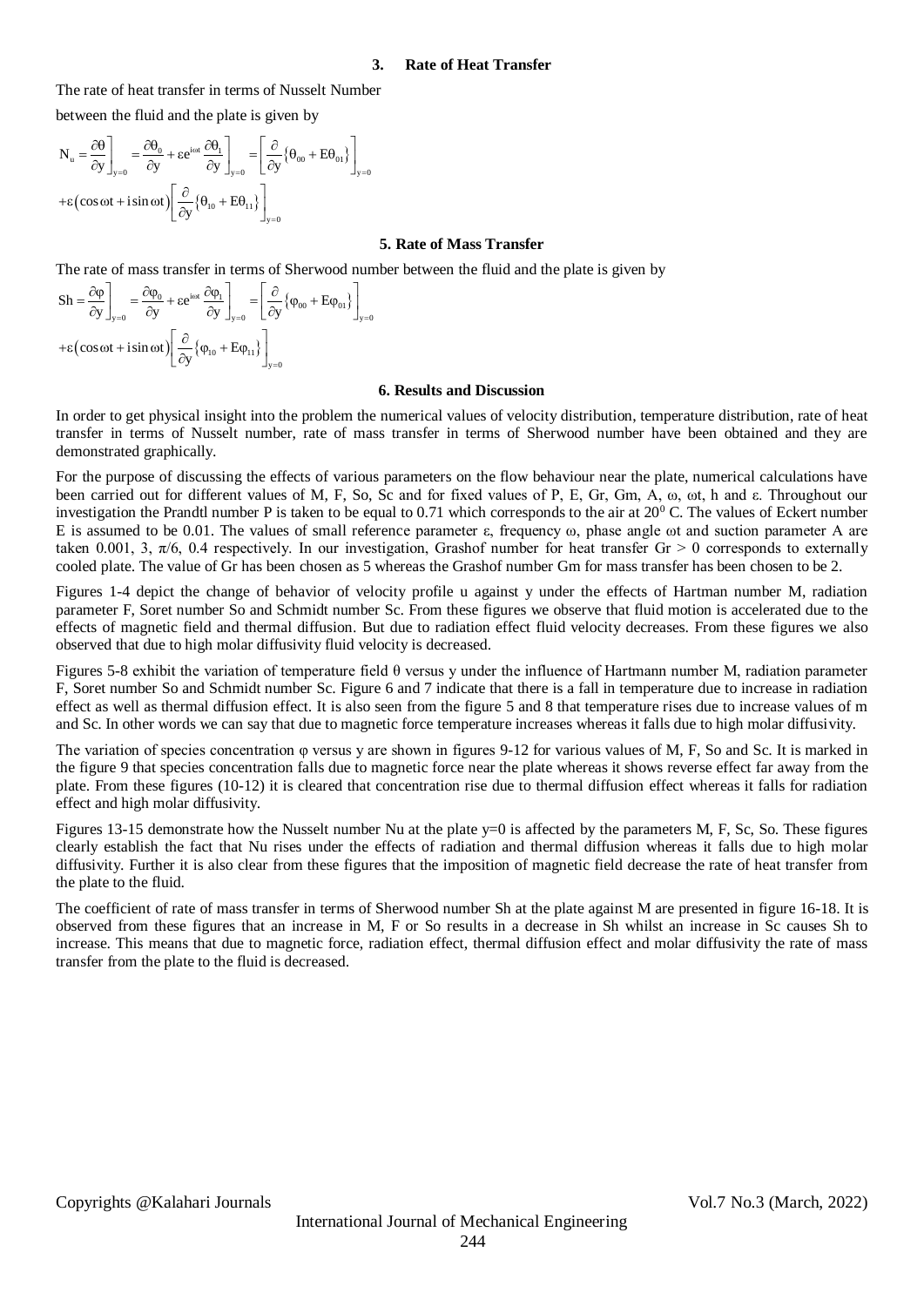### 3. Rate of Heat Transfer

The rate of heat transfer in terms of Nusselt Number between the fluid and the plate is given by

$$N_u = \left.\frac{\partial\theta}{\partial y}\right]_{y=0} = \left.\frac{\partial\theta_0}{\partial y} + \varepsilon e^{i\omega t}\frac{\partial\theta_1}{\partial y}\right]_{y=0} = \left[\frac{\partial}{\partial y}\left\{\theta_{00} + E\theta_{01}\right\}\right]_{y=0}$$

$$+\varepsilon\left(\cos\omega t + i\sin\omega t\right)\left[\frac{\partial}{\partial y}\left\{\theta_{10} + E\theta_{11}\right\}\right]_{y=0}$$

### 5. Rate of Mass Transfer

The rate of mass transfer in terms of Sherwood number between the fluid and the plate is given by

$$Sh = \left.\frac{\partial\varphi}{\partial y}\right]_{y=0} = \left.\frac{\partial\varphi_0}{\partial y} + \varepsilon e^{i\omega t}\frac{\partial\varphi_1}{\partial y}\right]_{y=0} = \left[\frac{\partial}{\partial y}\left\{\varphi_{00} + E\varphi_{01}\right\}\right]_{y=0}$$

$$+\varepsilon\left(\cos\omega t + i\sin\omega t\right)\left[\frac{\partial}{\partial y}\left\{\varphi_{10} + E\varphi_{11}\right\}\right]_{y=0}$$

### 6. Results and Discussion

In order to get physical insight into the problem the numerical values of velocity distribution, temperature distribution, rate of heat transfer in terms of Nusselt number, rate of mass transfer in terms of Sherwood number have been obtained and they are demonstrated graphically.

For the purpose of discussing the effects of various parameters on the flow behaviour near the plate, numerical calculations have been carried out for different values of M, F, So, Sc and for fixed values of P, E, Gr, Gm, A, $\omega$, $\omega t$, h and $\varepsilon$. Throughout our investigation the Prandtl number P is taken to be equal to 0.71 which corresponds to the air at $20^0$ C. The values of Eckert number E is assumed to be 0.01. The values of small reference parameter $\varepsilon$, frequency $\omega$, phase angle $\omega t$ and suction parameter A are taken 0.001, 3, $\pi/6$, 0.4 respectively. In our investigation, Grashof number for heat transfer $Gr > 0$ corresponds to externally cooled plate. The value of Gr has been chosen as 5 whereas the Grashof number Gm for mass transfer has been chosen to be 2.

Figures 1-4 depict the change of behavior of velocity profile u against y under the effects of Hartman number M, radiation parameter F, Soret number So and Schmidt number Sc. From these figures we observe that fluid motion is accelerated due to the effects of magnetic field and thermal diffusion. But due to radiation effect fluid velocity decreases. From these figures we also observed that due to high molar diffusivity fluid velocity is decreased.

Figures 5-8 exhibit the variation of temperature field $\theta$ versus y under the influence of Hartmann number M, radiation parameter F, Soret number So and Schmidt number Sc. Figure 6 and 7 indicate that there is a fall in temperature due to increase in radiation effect as well as thermal diffusion effect. It is also seen from the figure 5 and 8 that temperature rises due to increase values of m and Sc. In other words we can say that due to magnetic force temperature increases whereas it falls due to high molar diffusivity.

The variation of species concentration $\varphi$ versus y are shown in figures 9-12 for various values of M, F, So and Sc. It is marked in the figure 9 that species concentration falls due to magnetic force near the plate whereas it shows reverse effect far away from the plate. From these figures (10-12) it is cleared that concentration rise due to thermal diffusion effect whereas it falls for radiation effect and high molar diffusivity.

Figures 13-15 demonstrate how the Nusselt number Nu at the plate y=0 is affected by the parameters M, F, Sc, So. These figures clearly establish the fact that Nu rises under the effects of radiation and thermal diffusion whereas it falls due to high molar diffusivity. Further it is also clear from these figures that the imposition of magnetic field decrease the rate of heat transfer from the plate to the fluid.

The coefficient of rate of mass transfer in terms of Sherwood number Sh at the plate against M are presented in figure 16-18. It is observed from these figures that an increase in M, F or So results in a decrease in Sh whilst an increase in Sc causes Sh to increase. This means that due to magnetic force, radiation effect, thermal diffusion effect and molar diffusivity the rate of mass transfer from the plate to the fluid is decreased.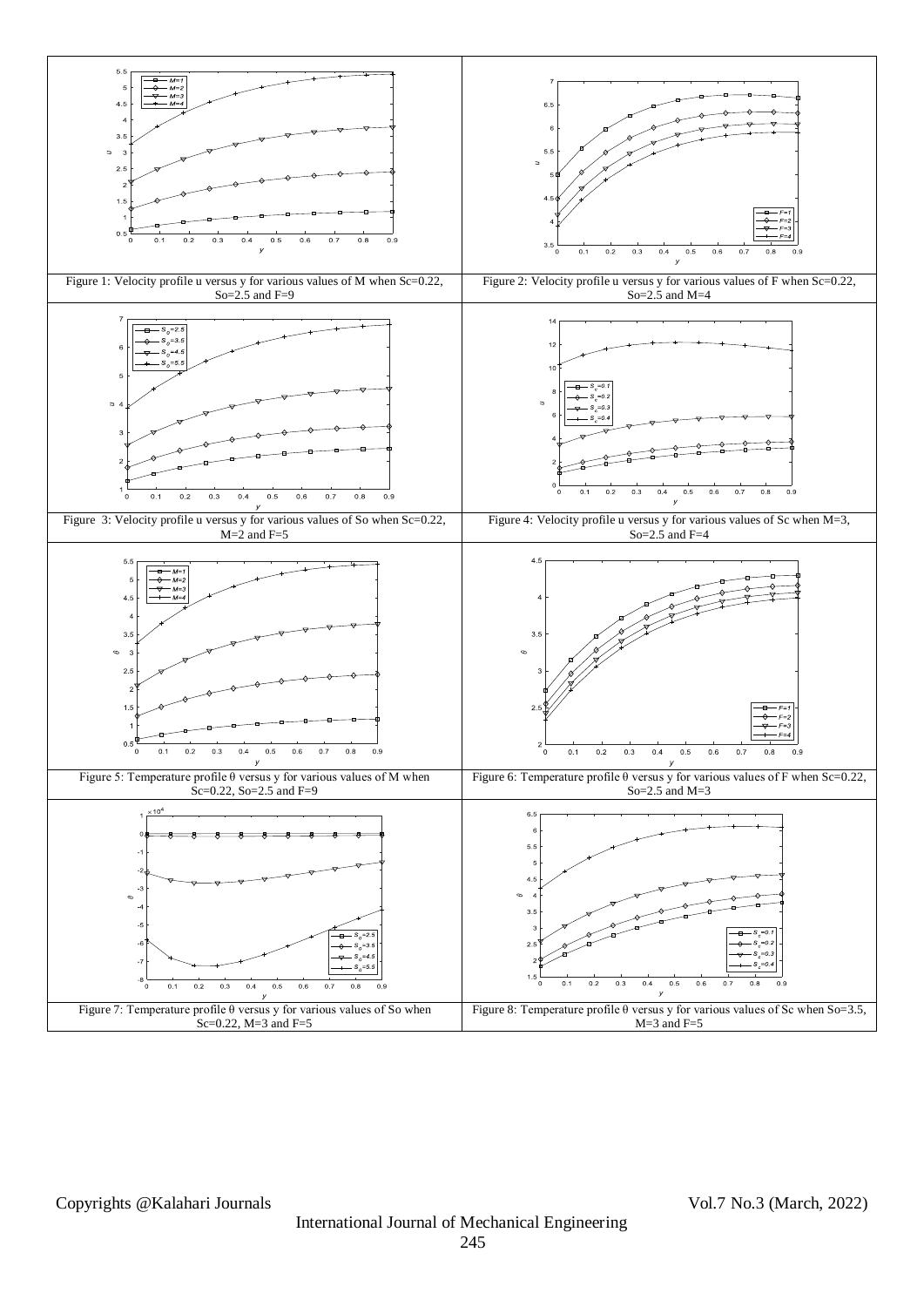Figure 1: Velocity profile u versus y for various values of M when Sc=0.22, So=2.5 and F=9

Figure 2: Velocity profile u versus y for various values of F when Sc=0.22, So=2.5 and M=4

Figure 3: Velocity profile u versus y for various values of So when Sc=0.22, M=2 and F=5

Figure 4: Velocity profile u versus y for various values of Sc when M=3, So=2.5 and F=4

Figure 5: Temperature profile θ versus y for various values of M when Sc=0.22, So=2.5 and F=9

Figure 6: Temperature profile θ versus y for various values of F when Sc=0.22, So=2.5 and M=3

Figure 7: Temperature profile θ versus y for various values of So when Sc=0.22, M=3 and F=5

Figure 8: Temperature profile θ versus y for various values of Sc when So=3.5, M=3 and F=5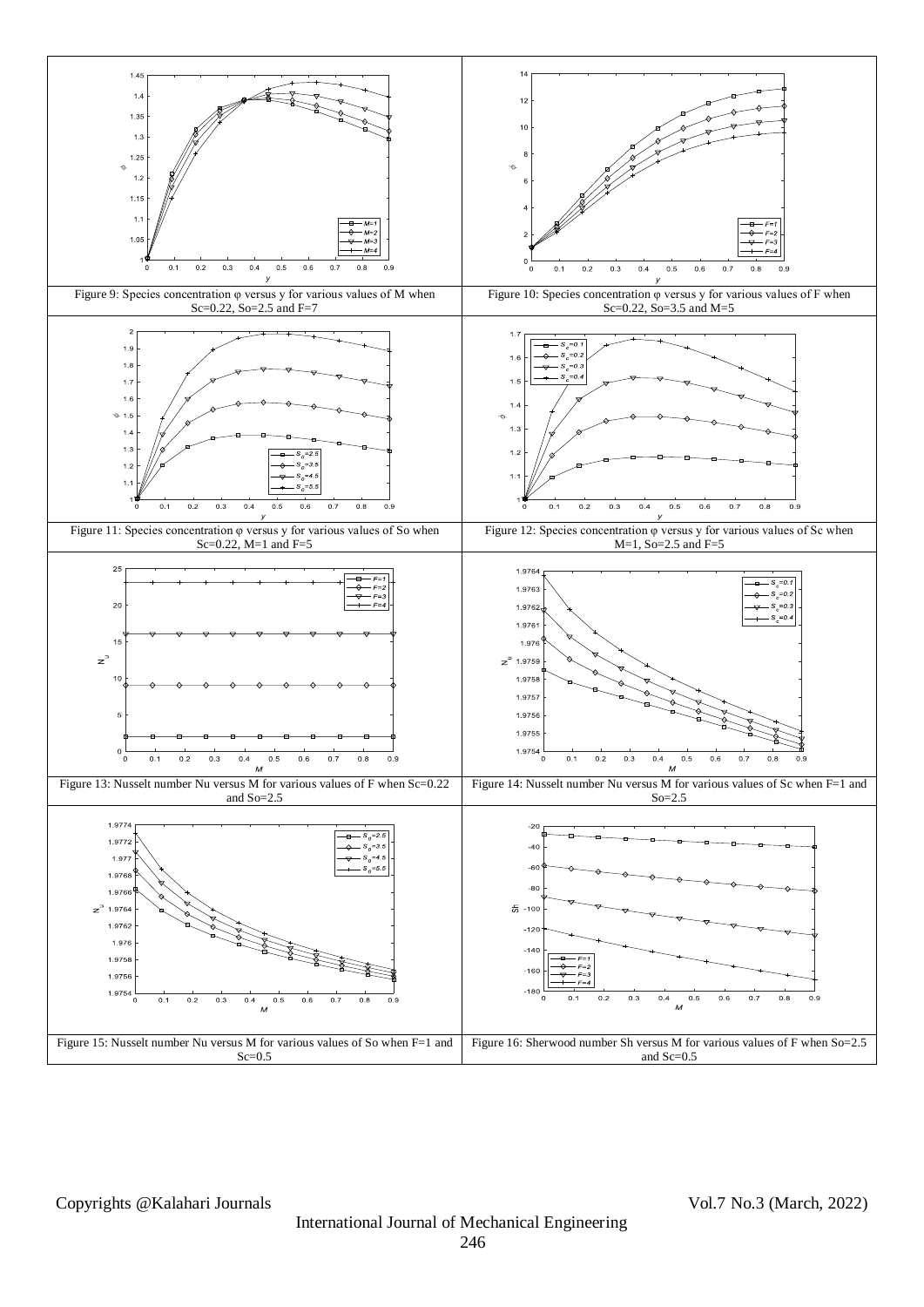Figure 9: Species concentration φ versus y for various values of M when Sc=0.22, So=2.5 and F=7

Figure 10: Species concentration φ versus y for various values of F when Sc=0.22, So=3.5 and M=5

Figure 11: Species concentration φ versus y for various values of So when Sc=0.22, M=1 and F=5

Figure 12: Species concentration φ versus y for various values of Sc when M=1, So=2.5 and F=5

Figure 13: Nusselt number Nu versus M for various values of F when Sc=0.22 and So=2.5

Figure 14: Nusselt number Nu versus M for various values of Sc when F=1 and So=2.5

Figure 15: Nusselt number Nu versus M for various values of So when F=1 and Sc=0.5

Figure 16: Sherwood number Sh versus M for various values of F when So=2.5 and Sc=0.5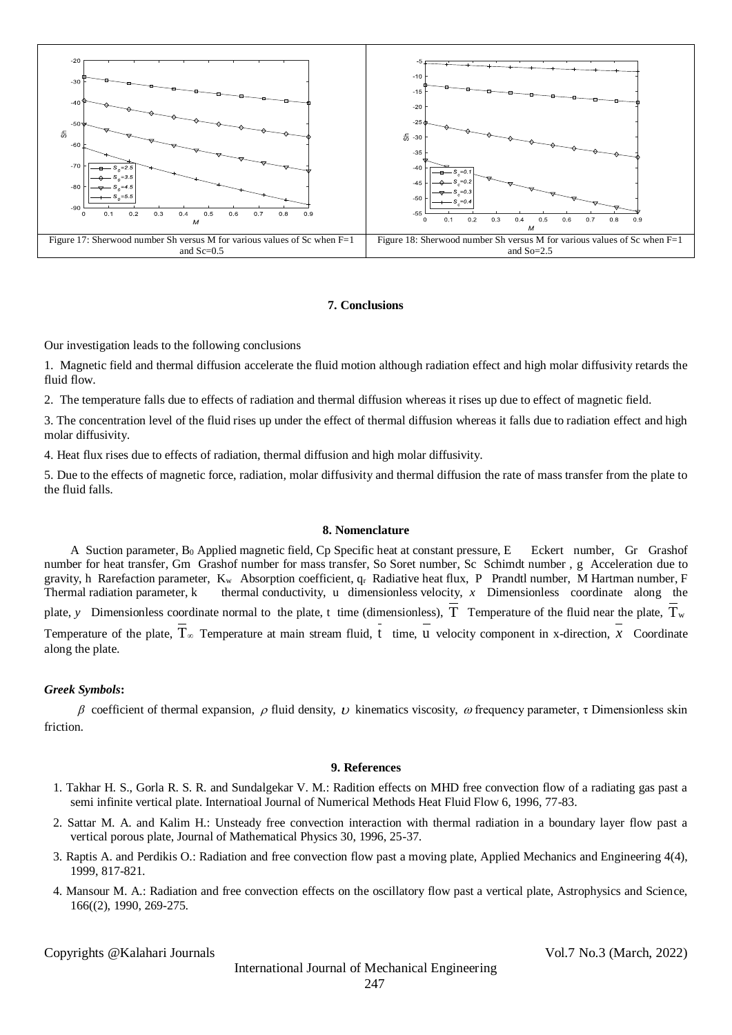Figure 17: Sherwood number Sh versus M for various values of Sc when F=1 and Sc=0.5

Figure 18: Sherwood number Sh versus M for various values of Sc when F=1 and So=2.5

### 7. Conclusions

Our investigation leads to the following conclusions

1. Magnetic field and thermal diffusion accelerate the fluid motion although radiation effect and high molar diffusivity retards the fluid flow.

2. The temperature falls due to effects of radiation and thermal diffusion whereas it rises up due to effect of magnetic field.

3. The concentration level of the fluid rises up under the effect of thermal diffusion whereas it falls due to radiation effect and high molar diffusivity.

4. Heat flux rises due to effects of radiation, thermal diffusion and high molar diffusivity.

5. Due to the effects of magnetic force, radiation, molar diffusivity and thermal diffusion the rate of mass transfer from the plate to the fluid falls.

### 8. Nomenclature

A Suction parameter, $B_0$ Applied magnetic field, Cp Specific heat at constant pressure, E Eckert number, Gr Grashof number for heat transfer, Gm Grashof number for mass transfer, So Soret number, Sc Schimdt number , g Acceleration due to gravity, h Rarefaction parameter, $K_w$ Absorption coefficient, $q_r$ Radiative heat flux, P Prandtl number, M Hartman number, F Thermal radiation parameter, k thermal conductivity, u dimensionless velocity, $x$ Dimensionless coordinate along the plate, $y$ Dimensionless coordinate normal to the plate, t time (dimensionless), $\overline{T}$ Temperature of the fluid near the plate, $\overline{T}_w$ Temperature of the plate, $\overline{T}_\infty$ Temperature at main stream fluid, $\bar{t}$ time, $\overline{u}$ velocity component in x-direction, $\overline{x}$ Coordinate along the plate.

#### *Greek Symbols***:**

$\beta$ coefficient of thermal expansion, $\rho$ fluid density, $\upsilon$ kinematics viscosity, $\omega$ frequency parameter, $\tau$ Dimensionless skin friction.

### 9. References

1. Takhar H. S., Gorla R. S. R. and Sundalgekar V. M.: Radition effects on MHD free convection flow of a radiating gas past a semi infinite vertical plate. Internatioal Journal of Numerical Methods Heat Fluid Flow 6, 1996, 77-83.

2. Sattar M. A. and Kalim H.: Unsteady free convection interaction with thermal radiation in a boundary layer flow past a vertical porous plate, Journal of Mathematical Physics 30, 1996, 25-37.

3. Raptis A. and Perdikis O.: Radiation and free convection flow past a moving plate, Applied Mechanics and Engineering 4(4), 1999, 817-821.

4. Mansour M. A.: Radiation and free convection effects on the oscillatory flow past a vertical plate, Astrophysics and Science, 166((2), 1990, 269-275.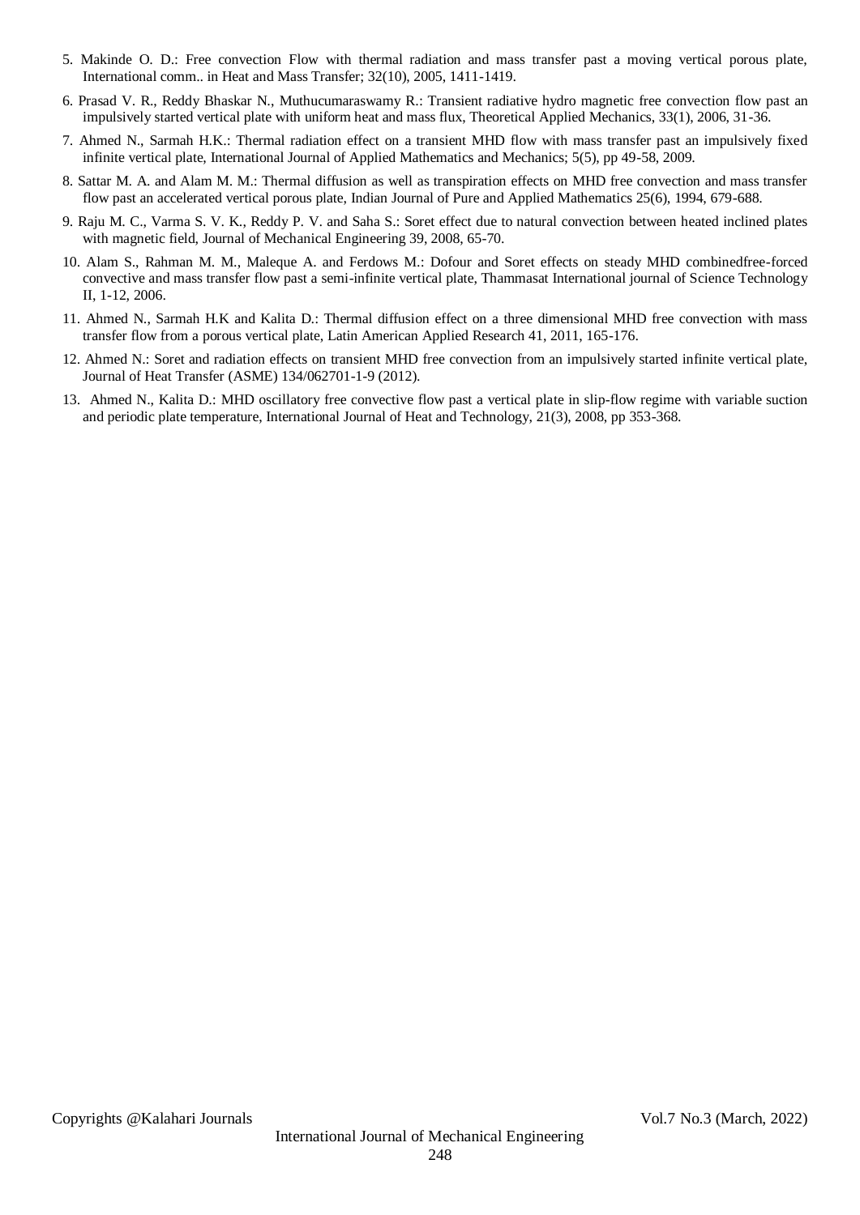5. Makinde O. D.: Free convection Flow with thermal radiation and mass transfer past a moving vertical porous plate, International comm.. in Heat and Mass Transfer; 32(10), 2005, 1411-1419.
6. Prasad V. R., Reddy Bhaskar N., Muthucumaraswamy R.: Transient radiative hydro magnetic free convection flow past an impulsively started vertical plate with uniform heat and mass flux, Theoretical Applied Mechanics, 33(1), 2006, 31-36.
7. Ahmed N., Sarmah H.K.: Thermal radiation effect on a transient MHD flow with mass transfer past an impulsively fixed infinite vertical plate, International Journal of Applied Mathematics and Mechanics; 5(5), pp 49-58, 2009.
8. Sattar M. A. and Alam M. M.: Thermal diffusion as well as transpiration effects on MHD free convection and mass transfer flow past an accelerated vertical porous plate, Indian Journal of Pure and Applied Mathematics 25(6), 1994, 679-688.
9. Raju M. C., Varma S. V. K., Reddy P. V. and Saha S.: Soret effect due to natural convection between heated inclined plates with magnetic field, Journal of Mechanical Engineering 39, 2008, 65-70.
10. Alam S., Rahman M. M., Maleque A. and Ferdows M.: Dofour and Soret effects on steady MHD combinedfree-forced convective and mass transfer flow past a semi-infinite vertical plate, Thammasat International journal of Science Technology II, 1-12, 2006.
11. Ahmed N., Sarmah H.K and Kalita D.: Thermal diffusion effect on a three dimensional MHD free convection with mass transfer flow from a porous vertical plate, Latin American Applied Research 41, 2011, 165-176.
12. Ahmed N.: Soret and radiation effects on transient MHD free convection from an impulsively started infinite vertical plate, Journal of Heat Transfer (ASME) 134/062701-1-9 (2012).
13. Ahmed N., Kalita D.: MHD oscillatory free convective flow past a vertical plate in slip-flow regime with variable suction and periodic plate temperature, International Journal of Heat and Technology, 21(3), 2008, pp 353-368.